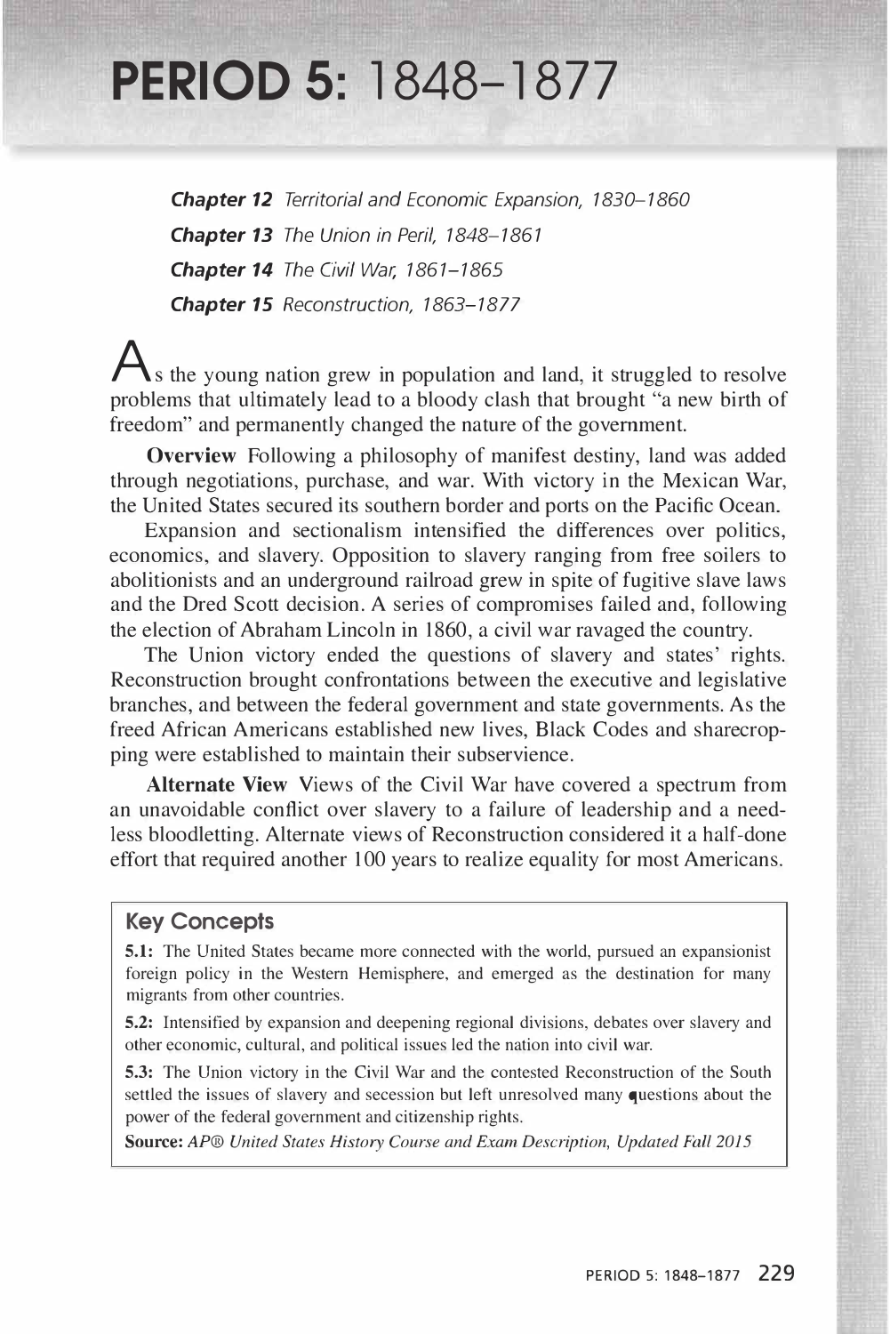# PERIOD 5: 1848–1877

***Chapter 12*** *Territorial and Economic Expansion, 1830–1860*

***Chapter 13*** *The Union in Peril, 1848–1861*

***Chapter 14*** *The Civil War, 1861–1865*

***Chapter 15*** *Reconstruction, 1863–1877*

As the young nation grew in population and land, it struggled to resolve problems that ultimately lead to a bloody clash that brought "a new birth of freedom" and permanently changed the nature of the government.

**Overview** Following a philosophy of manifest destiny, land was added through negotiations, purchase, and war. With victory in the Mexican War, the United States secured its southern border and ports on the Pacific Ocean.

Expansion and sectionalism intensified the differences over politics, economics, and slavery. Opposition to slavery ranging from free soilers to abolitionists and an underground railroad grew in spite of fugitive slave laws and the Dred Scott decision. A series of compromises failed and, following the election of Abraham Lincoln in 1860, a civil war ravaged the country.

The Union victory ended the questions of slavery and states' rights. Reconstruction brought confrontations between the executive and legislative branches, and between the federal government and state governments. As the freed African Americans established new lives, Black Codes and sharecropping were established to maintain their subservience.

**Alternate View** Views of the Civil War have covered a spectrum from an unavoidable conflict over slavery to a failure of leadership and a needless bloodletting. Alternate views of Reconstruction considered it a half-done effort that required another 100 years to realize equality for most Americans.

## Key Concepts

**5.1:** The United States became more connected with the world, pursued an expansionist foreign policy in the Western Hemisphere, and emerged as the destination for many migrants from other countries.

**5.2:** Intensified by expansion and deepening regional divisions, debates over slavery and other economic, cultural, and political issues led the nation into civil war.

**5.3:** The Union victory in the Civil War and the contested Reconstruction of the South settled the issues of slavery and secession but left unresolved many questions about the power of the federal government and citizenship rights.

**Source:** *AP® United States History Course and Exam Description, Updated Fall 2015*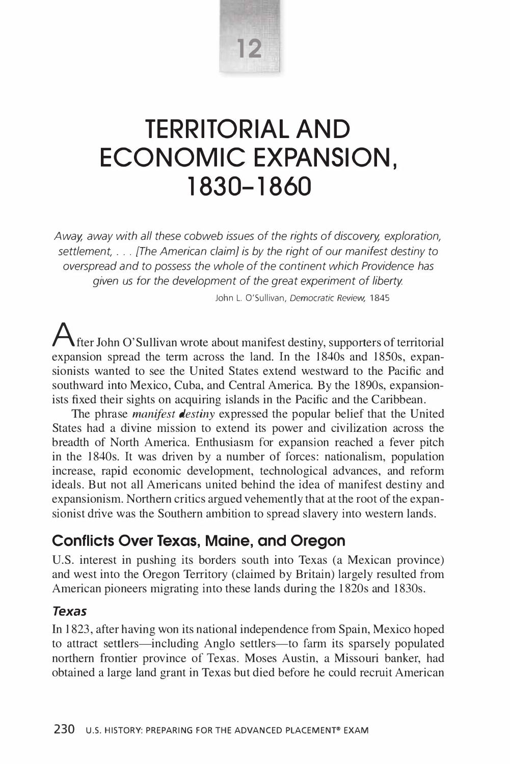12

# TERRITORIAL AND ECONOMIC EXPANSION, 1830–1860

*Away, away with all these cobweb issues of the rights of discovery, exploration, settlement, . . . [The American claim] is by the right of our manifest destiny to overspread and to possess the whole of the continent which Providence has given us for the development of the great experiment of liberty.*

John L. O'Sullivan, *Democratic Review,* 1845

After John O'Sullivan wrote about manifest destiny, supporters of territorial expansion spread the term across the land. In the 1840s and 1850s, expansionists wanted to see the United States extend westward to the Pacific and southward into Mexico, Cuba, and Central America. By the 1890s, expansionists fixed their sights on acquiring islands in the Pacific and the Caribbean.

The phrase *manifest destiny* expressed the popular belief that the United States had a divine mission to extend its power and civilization across the breadth of North America. Enthusiasm for expansion reached a fever pitch in the 1840s. It was driven by a number of forces: nationalism, population increase, rapid economic development, technological advances, and reform ideals. But not all Americans united behind the idea of manifest destiny and expansionism. Northern critics argued vehemently that at the root of the expansionist drive was the Southern ambition to spread slavery into western lands.

## Conflicts Over Texas, Maine, and Oregon

U.S. interest in pushing its borders south into Texas (a Mexican province) and west into the Oregon Territory (claimed by Britain) largely resulted from American pioneers migrating into these lands during the 1820s and 1830s.

### Texas

In 1823, after having won its national independence from Spain, Mexico hoped to attract settlers—including Anglo settlers—to farm its sparsely populated northern frontier province of Texas. Moses Austin, a Missouri banker, had obtained a large land grant in Texas but died before he could recruit American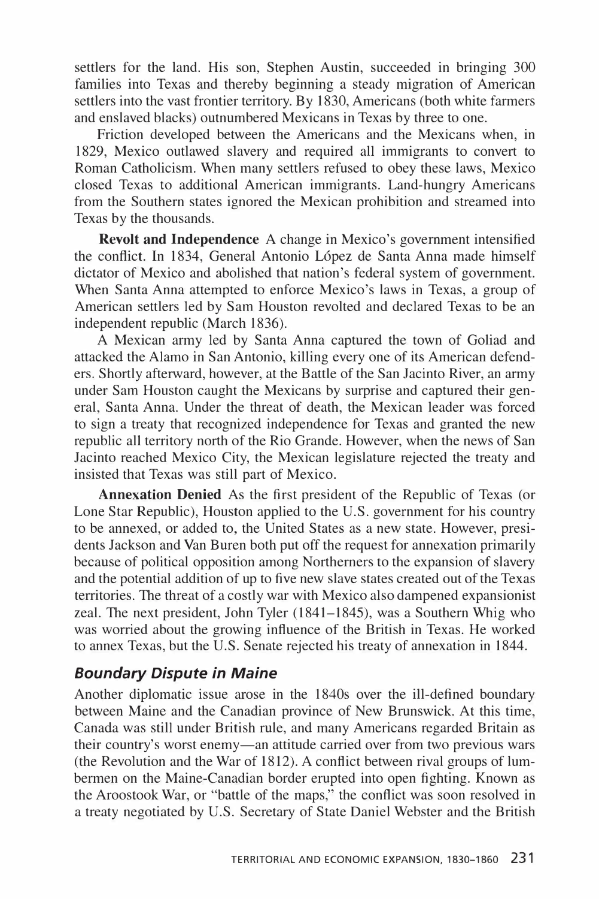settlers for the land. His son, Stephen Austin, succeeded in bringing 300 families into Texas and thereby beginning a steady migration of American settlers into the vast frontier territory. By 1830, Americans (both white farmers and enslaved blacks) outnumbered Mexicans in Texas by three to one.

Friction developed between the Americans and the Mexicans when, in 1829, Mexico outlawed slavery and required all immigrants to convert to Roman Catholicism. When many settlers refused to obey these laws, Mexico closed Texas to additional American immigrants. Land-hungry Americans from the Southern states ignored the Mexican prohibition and streamed into Texas by the thousands.

**Revolt and Independence** A change in Mexico's government intensified the conflict. In 1834, General Antonio López de Santa Anna made himself dictator of Mexico and abolished that nation's federal system of government. When Santa Anna attempted to enforce Mexico's laws in Texas, a group of American settlers led by Sam Houston revolted and declared Texas to be an independent republic (March 1836).

A Mexican army led by Santa Anna captured the town of Goliad and attacked the Alamo in San Antonio, killing every one of its American defenders. Shortly afterward, however, at the Battle of the San Jacinto River, an army under Sam Houston caught the Mexicans by surprise and captured their general, Santa Anna. Under the threat of death, the Mexican leader was forced to sign a treaty that recognized independence for Texas and granted the new republic all territory north of the Rio Grande. However, when the news of San Jacinto reached Mexico City, the Mexican legislature rejected the treaty and insisted that Texas was still part of Mexico.

**Annexation Denied** As the first president of the Republic of Texas (or Lone Star Republic), Houston applied to the U.S. government for his country to be annexed, or added to, the United States as a new state. However, presidents Jackson and Van Buren both put off the request for annexation primarily because of political opposition among Northerners to the expansion of slavery and the potential addition of up to five new slave states created out of the Texas territories. The threat of a costly war with Mexico also dampened expansionist zeal. The next president, John Tyler (1841–1845), was a Southern Whig who was worried about the growing influence of the British in Texas. He worked to annex Texas, but the U.S. Senate rejected his treaty of annexation in 1844.

### *Boundary Dispute in Maine*

Another diplomatic issue arose in the 1840s over the ill-defined boundary between Maine and the Canadian province of New Brunswick. At this time, Canada was still under British rule, and many Americans regarded Britain as their country's worst enemy—an attitude carried over from two previous wars (the Revolution and the War of 1812). A conflict between rival groups of lumbermen on the Maine-Canadian border erupted into open fighting. Known as the Aroostook War, or "battle of the maps," the conflict was soon resolved in a treaty negotiated by U.S. Secretary of State Daniel Webster and the British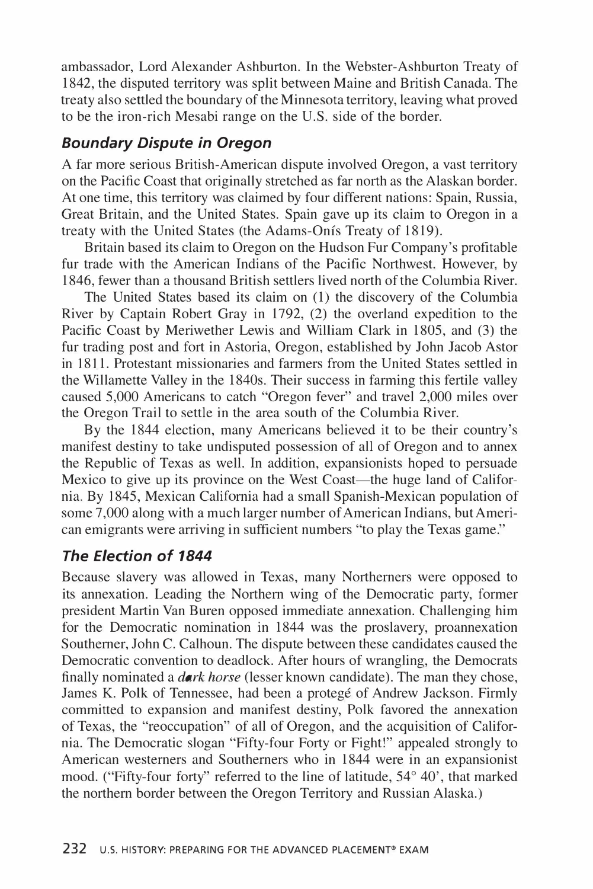ambassador, Lord Alexander Ashburton. In the Webster-Ashburton Treaty of 1842, the disputed territory was split between Maine and British Canada. The treaty also settled the boundary of the Minnesota territory, leaving what proved to be the iron-rich Mesabi range on the U.S. side of the border.

### *Boundary Dispute in Oregon*

A far more serious British-American dispute involved Oregon, a vast territory on the Pacific Coast that originally stretched as far north as the Alaskan border. At one time, this territory was claimed by four different nations: Spain, Russia, Great Britain, and the United States. Spain gave up its claim to Oregon in a treaty with the United States (the Adams-Onís Treaty of 1819).

Britain based its claim to Oregon on the Hudson Fur Company's profitable fur trade with the American Indians of the Pacific Northwest. However, by 1846, fewer than a thousand British settlers lived north of the Columbia River.

The United States based its claim on (1) the discovery of the Columbia River by Captain Robert Gray in 1792, (2) the overland expedition to the Pacific Coast by Meriwether Lewis and William Clark in 1805, and (3) the fur trading post and fort in Astoria, Oregon, established by John Jacob Astor in 1811. Protestant missionaries and farmers from the United States settled in the Willamette Valley in the 1840s. Their success in farming this fertile valley caused 5,000 Americans to catch "Oregon fever" and travel 2,000 miles over the Oregon Trail to settle in the area south of the Columbia River.

By the 1844 election, many Americans believed it to be their country's manifest destiny to take undisputed possession of all of Oregon and to annex the Republic of Texas as well. In addition, expansionists hoped to persuade Mexico to give up its province on the West Coast—the huge land of California. By 1845, Mexican California had a small Spanish-Mexican population of some 7,000 along with a much larger number of American Indians, but American emigrants were arriving in sufficient numbers "to play the Texas game."

### *The Election of 1844*

Because slavery was allowed in Texas, many Northerners were opposed to its annexation. Leading the Northern wing of the Democratic party, former president Martin Van Buren opposed immediate annexation. Challenging him for the Democratic nomination in 1844 was the proslavery, proannexation Southerner, John C. Calhoun. The dispute between these candidates caused the Democratic convention to deadlock. After hours of wrangling, the Democrats finally nominated a ***dark horse*** (lesser known candidate). The man they chose, James K. Polk of Tennessee, had been a protegé of Andrew Jackson. Firmly committed to expansion and manifest destiny, Polk favored the annexation of Texas, the "reoccupation" of all of Oregon, and the acquisition of California. The Democratic slogan "Fifty-four Forty or Fight!" appealed strongly to American westerners and Southerners who in 1844 were in an expansionist mood. ("Fifty-four forty" referred to the line of latitude, 54° 40', that marked the northern border between the Oregon Territory and Russian Alaska.)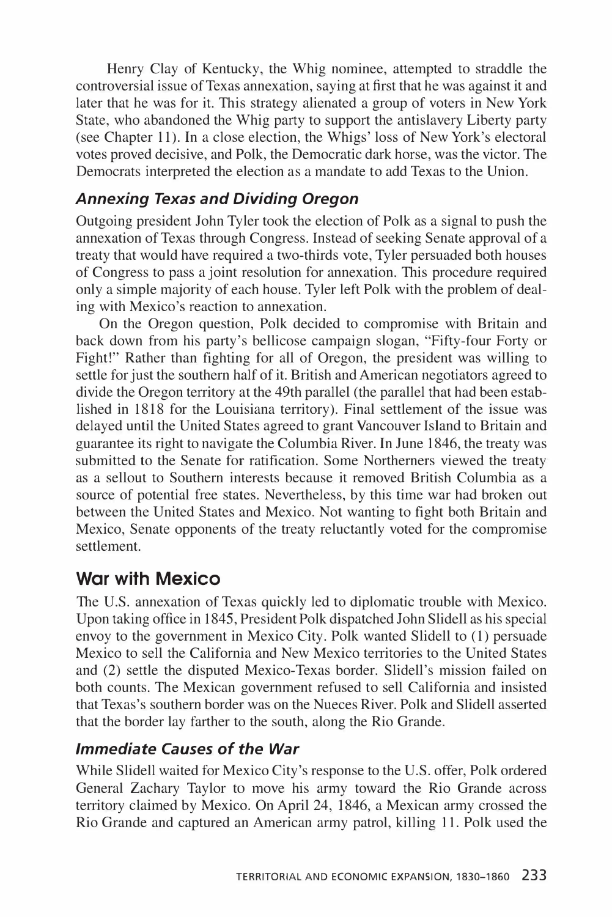Henry Clay of Kentucky, the Whig nominee, attempted to straddle the controversial issue of Texas annexation, saying at first that he was against it and later that he was for it. This strategy alienated a group of voters in New York State, who abandoned the Whig party to support the antislavery Liberty party (see Chapter 11). In a close election, the Whigs' loss of New York's electoral votes proved decisive, and Polk, the Democratic dark horse, was the victor. The Democrats interpreted the election as a mandate to add Texas to the Union.

### *Annexing Texas and Dividing Oregon*

Outgoing president John Tyler took the election of Polk as a signal to push the annexation of Texas through Congress. Instead of seeking Senate approval of a treaty that would have required a two-thirds vote, Tyler persuaded both houses of Congress to pass a joint resolution for annexation. This procedure required only a simple majority of each house. Tyler left Polk with the problem of dealing with Mexico's reaction to annexation.

On the Oregon question, Polk decided to compromise with Britain and back down from his party's bellicose campaign slogan, "Fifty-four Forty or Fight!" Rather than fighting for all of Oregon, the president was willing to settle for just the southern half of it. British and American negotiators agreed to divide the Oregon territory at the 49th parallel (the parallel that had been established in 1818 for the Louisiana territory). Final settlement of the issue was delayed until the United States agreed to grant Vancouver Island to Britain and guarantee its right to navigate the Columbia River. In June 1846, the treaty was submitted to the Senate for ratification. Some Northerners viewed the treaty as a sellout to Southern interests because it removed British Columbia as a source of potential free states. Nevertheless, by this time war had broken out between the United States and Mexico. Not wanting to fight both Britain and Mexico, Senate opponents of the treaty reluctantly voted for the compromise settlement.

## War with Mexico

The U.S. annexation of Texas quickly led to diplomatic trouble with Mexico. Upon taking office in 1845, President Polk dispatched John Slidell as his special envoy to the government in Mexico City. Polk wanted Slidell to (1) persuade Mexico to sell the California and New Mexico territories to the United States and (2) settle the disputed Mexico-Texas border. Slidell's mission failed on both counts. The Mexican government refused to sell California and insisted that Texas's southern border was on the Nueces River. Polk and Slidell asserted that the border lay farther to the south, along the Rio Grande.

### *Immediate Causes of the War*

While Slidell waited for Mexico City's response to the U.S. offer, Polk ordered General Zachary Taylor to move his army toward the Rio Grande across territory claimed by Mexico. On April 24, 1846, a Mexican army crossed the Rio Grande and captured an American army patrol, killing 11. Polk used the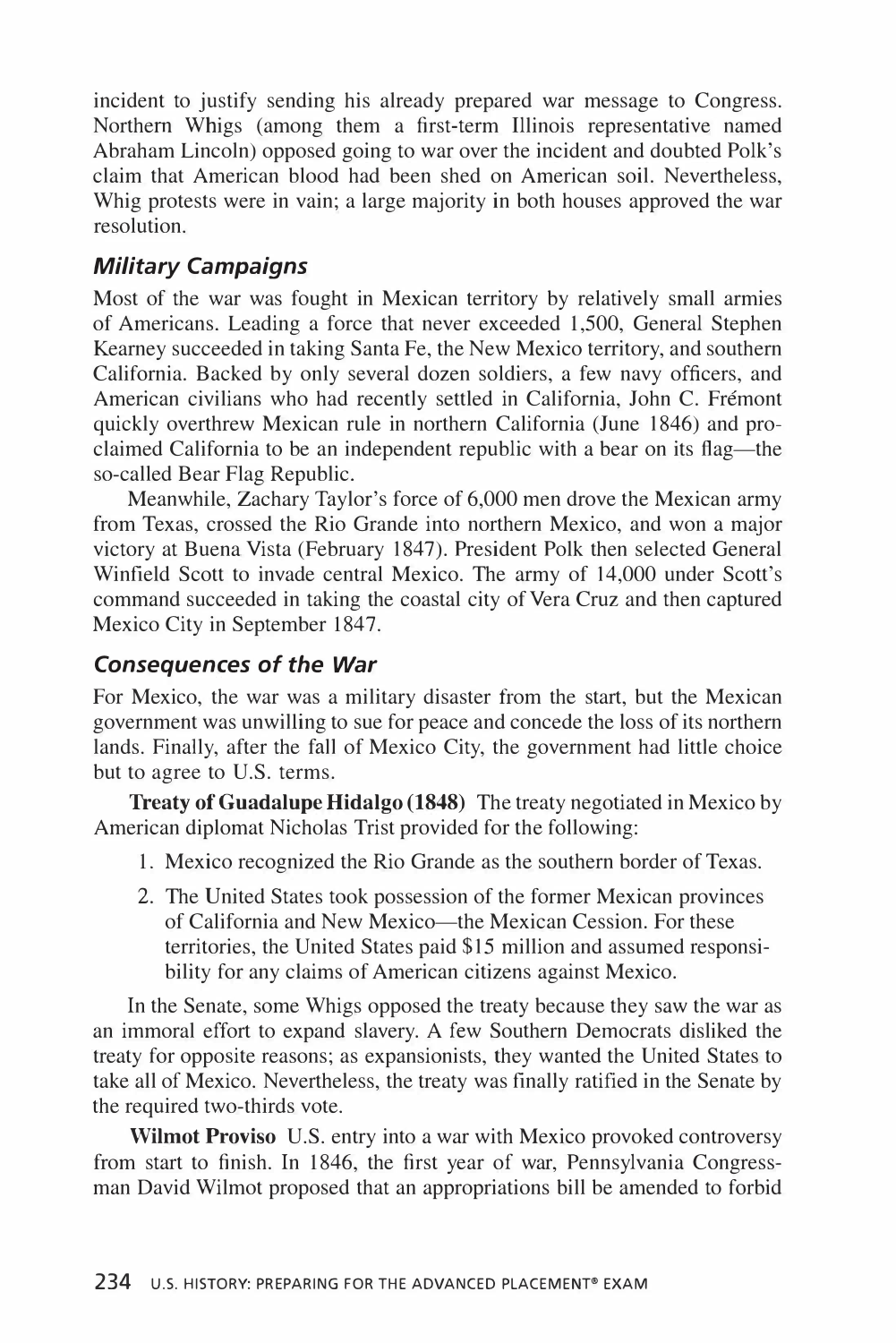incident to justify sending his already prepared war message to Congress. Northern Whigs (among them a first-term Illinois representative named Abraham Lincoln) opposed going to war over the incident and doubted Polk's claim that American blood had been shed on American soil. Nevertheless, Whig protests were in vain; a large majority in both houses approved the war resolution.

### *Military Campaigns*

Most of the war was fought in Mexican territory by relatively small armies of Americans. Leading a force that never exceeded 1,500, General Stephen Kearney succeeded in taking Santa Fe, the New Mexico territory, and southern California. Backed by only several dozen soldiers, a few navy officers, and American civilians who had recently settled in California, John C. Frémont quickly overthrew Mexican rule in northern California (June 1846) and proclaimed California to be an independent republic with a bear on its flag—the so-called Bear Flag Republic.

Meanwhile, Zachary Taylor's force of 6,000 men drove the Mexican army from Texas, crossed the Rio Grande into northern Mexico, and won a major victory at Buena Vista (February 1847). President Polk then selected General Winfield Scott to invade central Mexico. The army of 14,000 under Scott's command succeeded in taking the coastal city of Vera Cruz and then captured Mexico City in September 1847.

### *Consequences of the War*

For Mexico, the war was a military disaster from the start, but the Mexican government was unwilling to sue for peace and concede the loss of its northern lands. Finally, after the fall of Mexico City, the government had little choice but to agree to U.S. terms.

**Treaty of Guadalupe Hidalgo (1848)** The treaty negotiated in Mexico by American diplomat Nicholas Trist provided for the following:

1. Mexico recognized the Rio Grande as the southern border of Texas.
2. The United States took possession of the former Mexican provinces of California and New Mexico—the Mexican Cession. For these territories, the United States paid $15 million and assumed responsibility for any claims of American citizens against Mexico.

In the Senate, some Whigs opposed the treaty because they saw the war as an immoral effort to expand slavery. A few Southern Democrats disliked the treaty for opposite reasons; as expansionists, they wanted the United States to take all of Mexico. Nevertheless, the treaty was finally ratified in the Senate by the required two-thirds vote.

**Wilmot Proviso** U.S. entry into a war with Mexico provoked controversy from start to finish. In 1846, the first year of war, Pennsylvania Congressman David Wilmot proposed that an appropriations bill be amended to forbid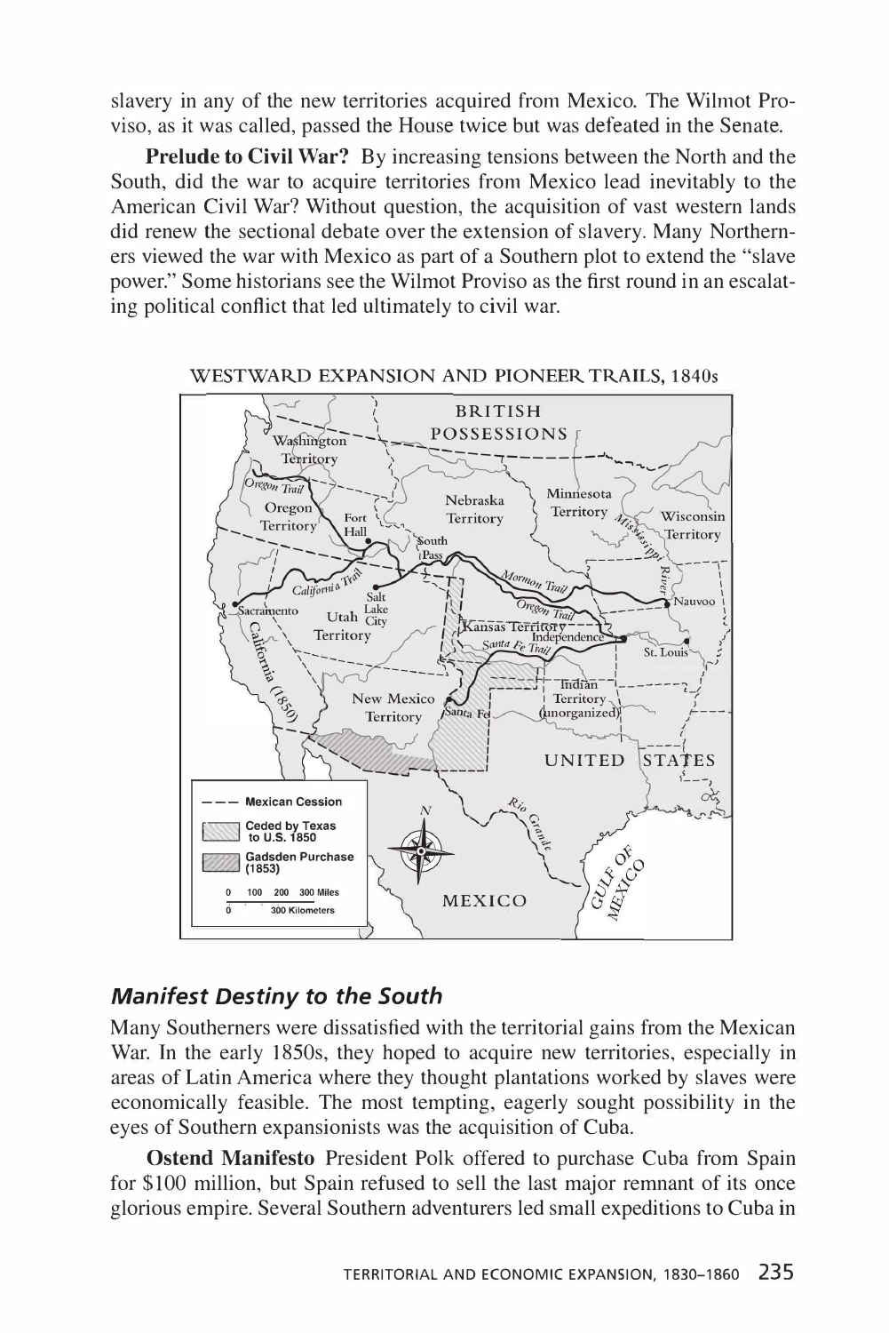slavery in any of the new territories acquired from Mexico. The Wilmot Proviso, as it was called, passed the House twice but was defeated in the Senate.

**Prelude to Civil War?** By increasing tensions between the North and the South, did the war to acquire territories from Mexico lead inevitably to the American Civil War? Without question, the acquisition of vast western lands did renew the sectional debate over the extension of slavery. Many Northerners viewed the war with Mexico as part of a Southern plot to extend the "slave power." Some historians see the Wilmot Proviso as the first round in an escalating political conflict that led ultimately to civil war.

WESTWARD EXPANSION AND PIONEER TRAILS, 1840s

### *Manifest Destiny to the South*

Many Southerners were dissatisfied with the territorial gains from the Mexican War. In the early 1850s, they hoped to acquire new territories, especially in areas of Latin America where they thought plantations worked by slaves were economically feasible. The most tempting, eagerly sought possibility in the eyes of Southern expansionists was the acquisition of Cuba.

**Ostend Manifesto** President Polk offered to purchase Cuba from Spain for $100 million, but Spain refused to sell the last major remnant of its once glorious empire. Several Southern adventurers led small expeditions to Cuba in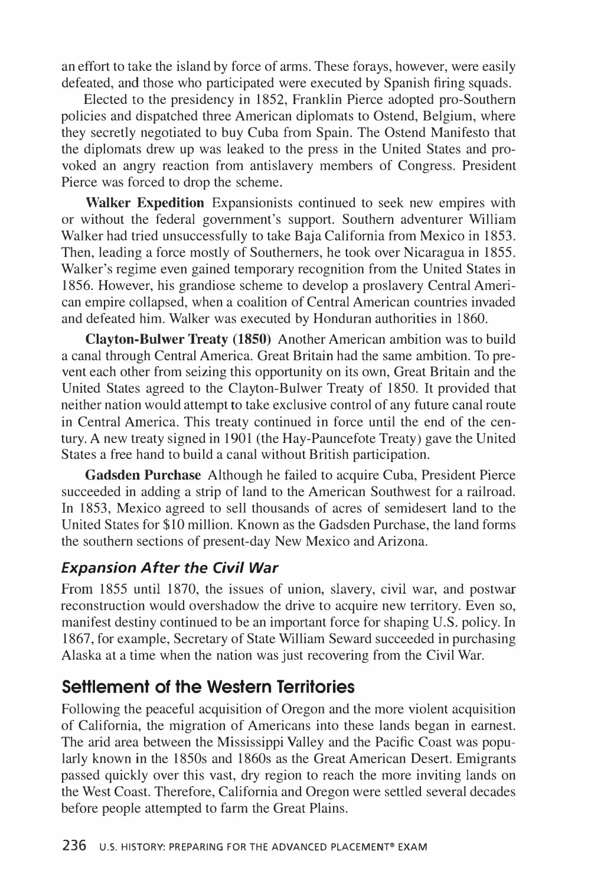an effort to take the island by force of arms. These forays, however, were easily defeated, and those who participated were executed by Spanish firing squads.

Elected to the presidency in 1852, Franklin Pierce adopted pro-Southern policies and dispatched three American diplomats to Ostend, Belgium, where they secretly negotiated to buy Cuba from Spain. The Ostend Manifesto that the diplomats drew up was leaked to the press in the United States and provoked an angry reaction from antislavery members of Congress. President Pierce was forced to drop the scheme.

**Walker Expedition** Expansionists continued to seek new empires with or without the federal government's support. Southern adventurer William Walker had tried unsuccessfully to take Baja California from Mexico in 1853. Then, leading a force mostly of Southerners, he took over Nicaragua in 1855. Walker's regime even gained temporary recognition from the United States in 1856. However, his grandiose scheme to develop a proslavery Central American empire collapsed, when a coalition of Central American countries invaded and defeated him. Walker was executed by Honduran authorities in 1860.

**Clayton-Bulwer Treaty (1850)** Another American ambition was to build a canal through Central America. Great Britain had the same ambition. To prevent each other from seizing this opportunity on its own, Great Britain and the United States agreed to the Clayton-Bulwer Treaty of 1850. It provided that neither nation would attempt to take exclusive control of any future canal route in Central America. This treaty continued in force until the end of the century. A new treaty signed in 1901 (the Hay-Pauncefote Treaty) gave the United States a free hand to build a canal without British participation.

**Gadsden Purchase** Although he failed to acquire Cuba, President Pierce succeeded in adding a strip of land to the American Southwest for a railroad. In 1853, Mexico agreed to sell thousands of acres of semidesert land to the United States for $10 million. Known as the Gadsden Purchase, the land forms the southern sections of present-day New Mexico and Arizona.

### *Expansion After the Civil War*

From 1855 until 1870, the issues of union, slavery, civil war, and postwar reconstruction would overshadow the drive to acquire new territory. Even so, manifest destiny continued to be an important force for shaping U.S. policy. In 1867, for example, Secretary of State William Seward succeeded in purchasing Alaska at a time when the nation was just recovering from the Civil War.

## Settlement of the Western Territories

Following the peaceful acquisition of Oregon and the more violent acquisition of California, the migration of Americans into these lands began in earnest. The arid area between the Mississippi Valley and the Pacific Coast was popularly known in the 1850s and 1860s as the Great American Desert. Emigrants passed quickly over this vast, dry region to reach the more inviting lands on the West Coast. Therefore, California and Oregon were settled several decades before people attempted to farm the Great Plains.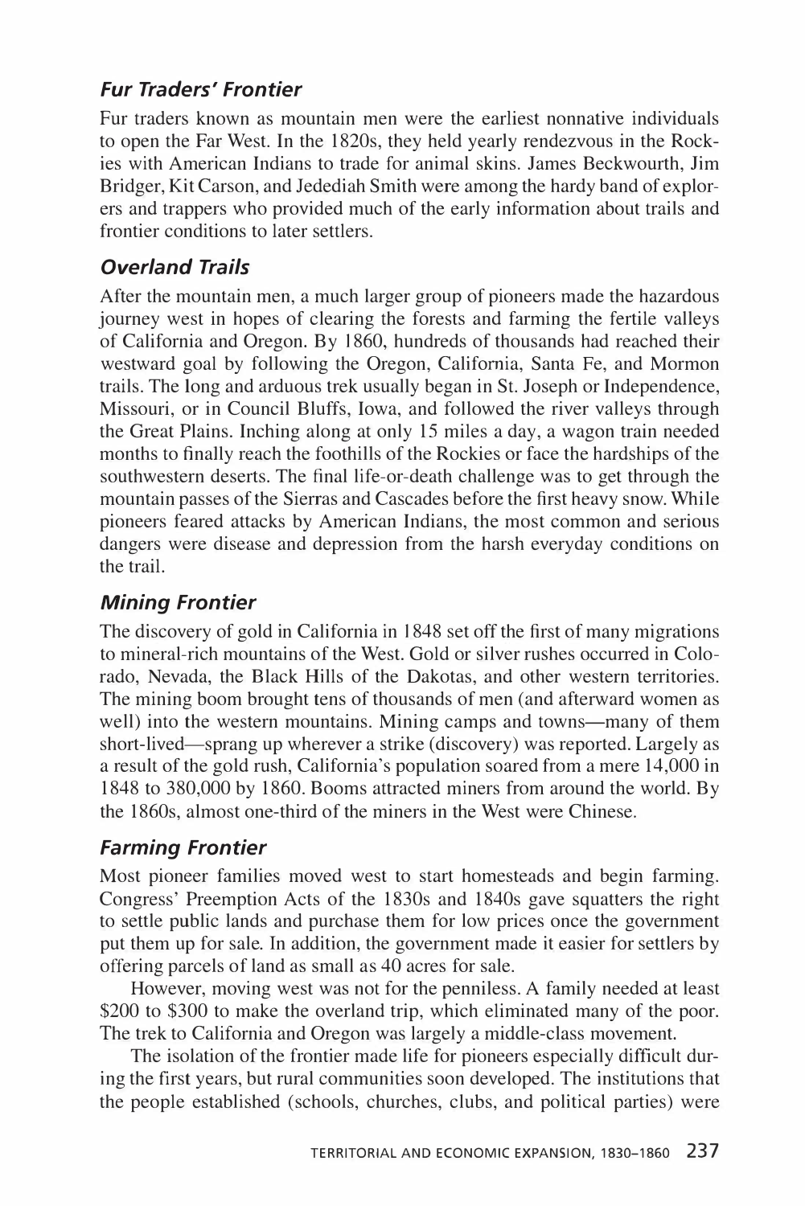### *Fur Traders' Frontier*

Fur traders known as mountain men were the earliest nonnative individuals to open the Far West. In the 1820s, they held yearly rendezvous in the Rockies with American Indians to trade for animal skins. James Beckwourth, Jim Bridger, Kit Carson, and Jedediah Smith were among the hardy band of explorers and trappers who provided much of the early information about trails and frontier conditions to later settlers.

### *Overland Trails*

After the mountain men, a much larger group of pioneers made the hazardous journey west in hopes of clearing the forests and farming the fertile valleys of California and Oregon. By 1860, hundreds of thousands had reached their westward goal by following the Oregon, California, Santa Fe, and Mormon trails. The long and arduous trek usually began in St. Joseph or Independence, Missouri, or in Council Bluffs, Iowa, and followed the river valleys through the Great Plains. Inching along at only 15 miles a day, a wagon train needed months to finally reach the foothills of the Rockies or face the hardships of the southwestern deserts. The final life-or-death challenge was to get through the mountain passes of the Sierras and Cascades before the first heavy snow. While pioneers feared attacks by American Indians, the most common and serious dangers were disease and depression from the harsh everyday conditions on the trail.

### *Mining Frontier*

The discovery of gold in California in 1848 set off the first of many migrations to mineral-rich mountains of the West. Gold or silver rushes occurred in Colorado, Nevada, the Black Hills of the Dakotas, and other western territories. The mining boom brought tens of thousands of men (and afterward women as well) into the western mountains. Mining camps and towns—many of them short-lived—sprang up wherever a strike (discovery) was reported. Largely as a result of the gold rush, California's population soared from a mere 14,000 in 1848 to 380,000 by 1860. Booms attracted miners from around the world. By the 1860s, almost one-third of the miners in the West were Chinese.

### *Farming Frontier*

Most pioneer families moved west to start homesteads and begin farming. Congress' Preemption Acts of the 1830s and 1840s gave squatters the right to settle public lands and purchase them for low prices once the government put them up for sale. In addition, the government made it easier for settlers by offering parcels of land as small as 40 acres for sale.

However, moving west was not for the penniless. A family needed at least $200 to $300 to make the overland trip, which eliminated many of the poor. The trek to California and Oregon was largely a middle-class movement.

The isolation of the frontier made life for pioneers especially difficult during the first years, but rural communities soon developed. The institutions that the people established (schools, churches, clubs, and political parties) were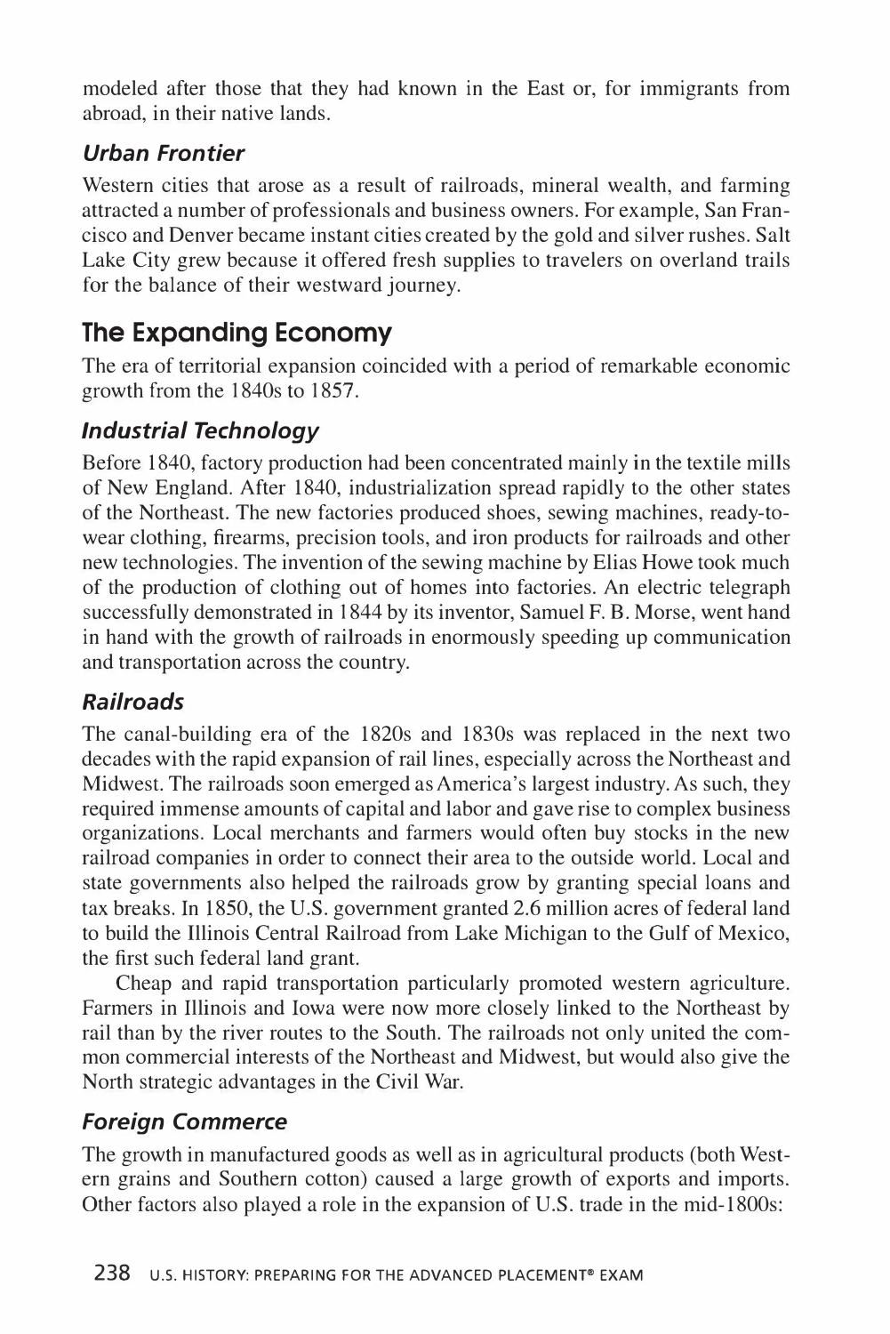modeled after those that they had known in the East or, for immigrants from abroad, in their native lands.

### *Urban Frontier*

Western cities that arose as a result of railroads, mineral wealth, and farming attracted a number of professionals and business owners. For example, San Francisco and Denver became instant cities created by the gold and silver rushes. Salt Lake City grew because it offered fresh supplies to travelers on overland trails for the balance of their westward journey.

## The Expanding Economy

The era of territorial expansion coincided with a period of remarkable economic growth from the 1840s to 1857.

### *Industrial Technology*

Before 1840, factory production had been concentrated mainly in the textile mills of New England. After 1840, industrialization spread rapidly to the other states of the Northeast. The new factories produced shoes, sewing machines, ready-to-wear clothing, firearms, precision tools, and iron products for railroads and other new technologies. The invention of the sewing machine by Elias Howe took much of the production of clothing out of homes into factories. An electric telegraph successfully demonstrated in 1844 by its inventor, Samuel F. B. Morse, went hand in hand with the growth of railroads in enormously speeding up communication and transportation across the country.

### *Railroads*

The canal-building era of the 1820s and 1830s was replaced in the next two decades with the rapid expansion of rail lines, especially across the Northeast and Midwest. The railroads soon emerged as America's largest industry. As such, they required immense amounts of capital and labor and gave rise to complex business organizations. Local merchants and farmers would often buy stocks in the new railroad companies in order to connect their area to the outside world. Local and state governments also helped the railroads grow by granting special loans and tax breaks. In 1850, the U.S. government granted 2.6 million acres of federal land to build the Illinois Central Railroad from Lake Michigan to the Gulf of Mexico, the first such federal land grant.

Cheap and rapid transportation particularly promoted western agriculture. Farmers in Illinois and Iowa were now more closely linked to the Northeast by rail than by the river routes to the South. The railroads not only united the common commercial interests of the Northeast and Midwest, but would also give the North strategic advantages in the Civil War.

### *Foreign Commerce*

The growth in manufactured goods as well as in agricultural products (both Western grains and Southern cotton) caused a large growth of exports and imports. Other factors also played a role in the expansion of U.S. trade in the mid-1800s: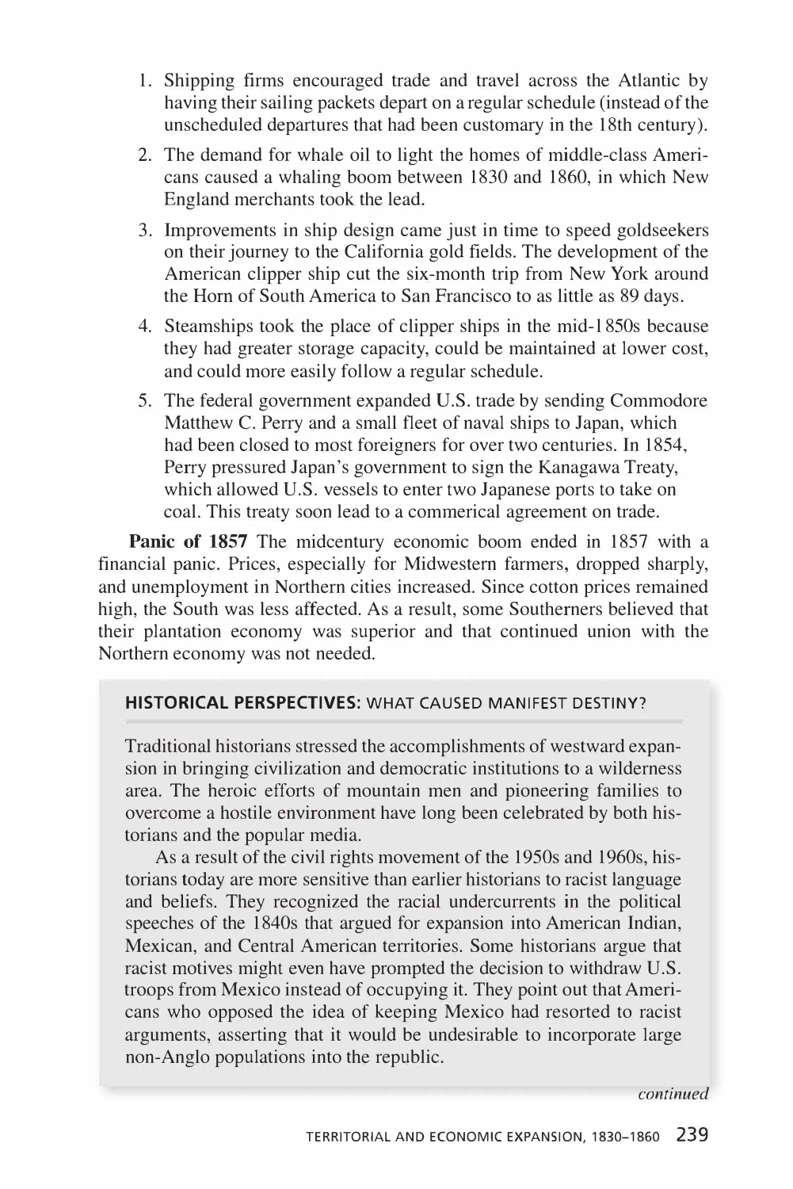1. Shipping firms encouraged trade and travel across the Atlantic by having their sailing packets depart on a regular schedule (instead of the unscheduled departures that had been customary in the 18th century).
2. The demand for whale oil to light the homes of middle-class Americans caused a whaling boom between 1830 and 1860, in which New England merchants took the lead.
3. Improvements in ship design came just in time to speed goldseekers on their journey to the California gold fields. The development of the American clipper ship cut the six-month trip from New York around the Horn of South America to San Francisco to as little as 89 days.
4. Steamships took the place of clipper ships in the mid-1850s because they had greater storage capacity, could be maintained at lower cost, and could more easily follow a regular schedule.
5. The federal government expanded U.S. trade by sending Commodore Matthew C. Perry and a small fleet of naval ships to Japan, which had been closed to most foreigners for over two centuries. In 1854, Perry pressured Japan's government to sign the Kanagawa Treaty, which allowed U.S. vessels to enter two Japanese ports to take on coal. This treaty soon lead to a commerical agreement on trade.

**Panic of 1857** The midcentury economic boom ended in 1857 with a financial panic. Prices, especially for Midwestern farmers, dropped sharply, and unemployment in Northern cities increased. Since cotton prices remained high, the South was less affected. As a result, some Southerners believed that their plantation economy was superior and that continued union with the Northern economy was not needed.

### HISTORICAL PERSPECTIVES: WHAT CAUSED MANIFEST DESTINY?

Traditional historians stressed the accomplishments of westward expansion in bringing civilization and democratic institutions to a wilderness area. The heroic efforts of mountain men and pioneering families to overcome a hostile environment have long been celebrated by both historians and the popular media.

As a result of the civil rights movement of the 1950s and 1960s, historians today are more sensitive than earlier historians to racist language and beliefs. They recognized the racial undercurrents in the political speeches of the 1840s that argued for expansion into American Indian, Mexican, and Central American territories. Some historians argue that racist motives might even have prompted the decision to withdraw U.S. troops from Mexico instead of occupying it. They point out that Americans who opposed the idea of keeping Mexico had resorted to racist arguments, asserting that it would be undesirable to incorporate large non-Anglo populations into the republic.

*continued*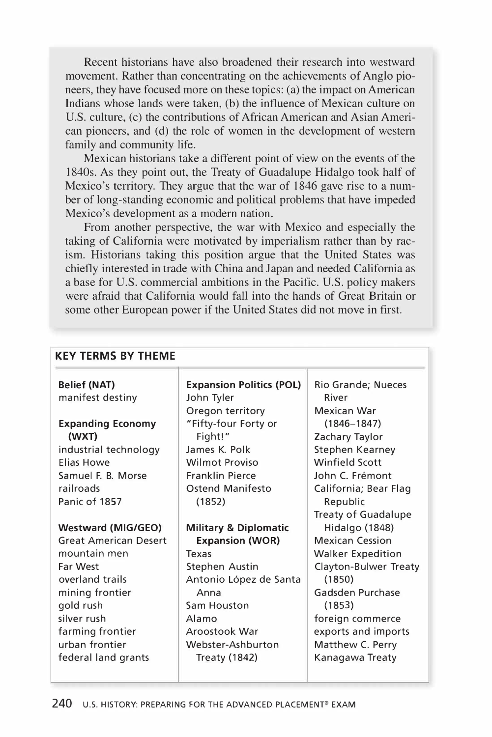Recent historians have also broadened their research into westward movement. Rather than concentrating on the achievements of Anglo pioneers, they have focused more on these topics: (a) the impact on American Indians whose lands were taken, (b) the influence of Mexican culture on U.S. culture, (c) the contributions of African American and Asian American pioneers, and (d) the role of women in the development of western family and community life.

Mexican historians take a different point of view on the events of the 1840s. As they point out, the Treaty of Guadalupe Hidalgo took half of Mexico's territory. They argue that the war of 1846 gave rise to a number of long-standing economic and political problems that have impeded Mexico's development as a modern nation.

From another perspective, the war with Mexico and especially the taking of California were motivated by imperialism rather than by racism. Historians taking this position argue that the United States was chiefly interested in trade with China and Japan and needed California as a base for U.S. commercial ambitions in the Pacific. U.S. policy makers were afraid that California would fall into the hands of Great Britain or some other European power if the United States did not move in first.

## KEY TERMS BY THEME

**Belief (NAT)**
manifest destiny

**Expanding Economy (WXT)**
industrial technology
Elias Howe
Samuel F. B. Morse
railroads
Panic of 1857

**Westward (MIG/GEO)**
Great American Desert
mountain men
Far West
overland trails
mining frontier
gold rush
silver rush
farming frontier
urban frontier
federal land grants

**Expansion Politics (POL)**
John Tyler
Oregon territory
"Fifty-four Forty or Fight!"
James K. Polk
Wilmot Proviso
Franklin Pierce
Ostend Manifesto (1852)

**Military & Diplomatic Expansion (WOR)**
Texas
Stephen Austin
Antonio López de Santa Anna
Sam Houston
Alamo
Aroostook War
Webster-Ashburton Treaty (1842)
Rio Grande; Nueces River
Mexican War (1846–1847)
Zachary Taylor
Stephen Kearney
Winfield Scott
John C. Frémont
California; Bear Flag Republic
Treaty of Guadalupe Hidalgo (1848)
Mexican Cession
Walker Expedition
Clayton-Bulwer Treaty (1850)
Gadsden Purchase (1853)
foreign commerce
exports and imports
Matthew C. Perry
Kanagawa Treaty